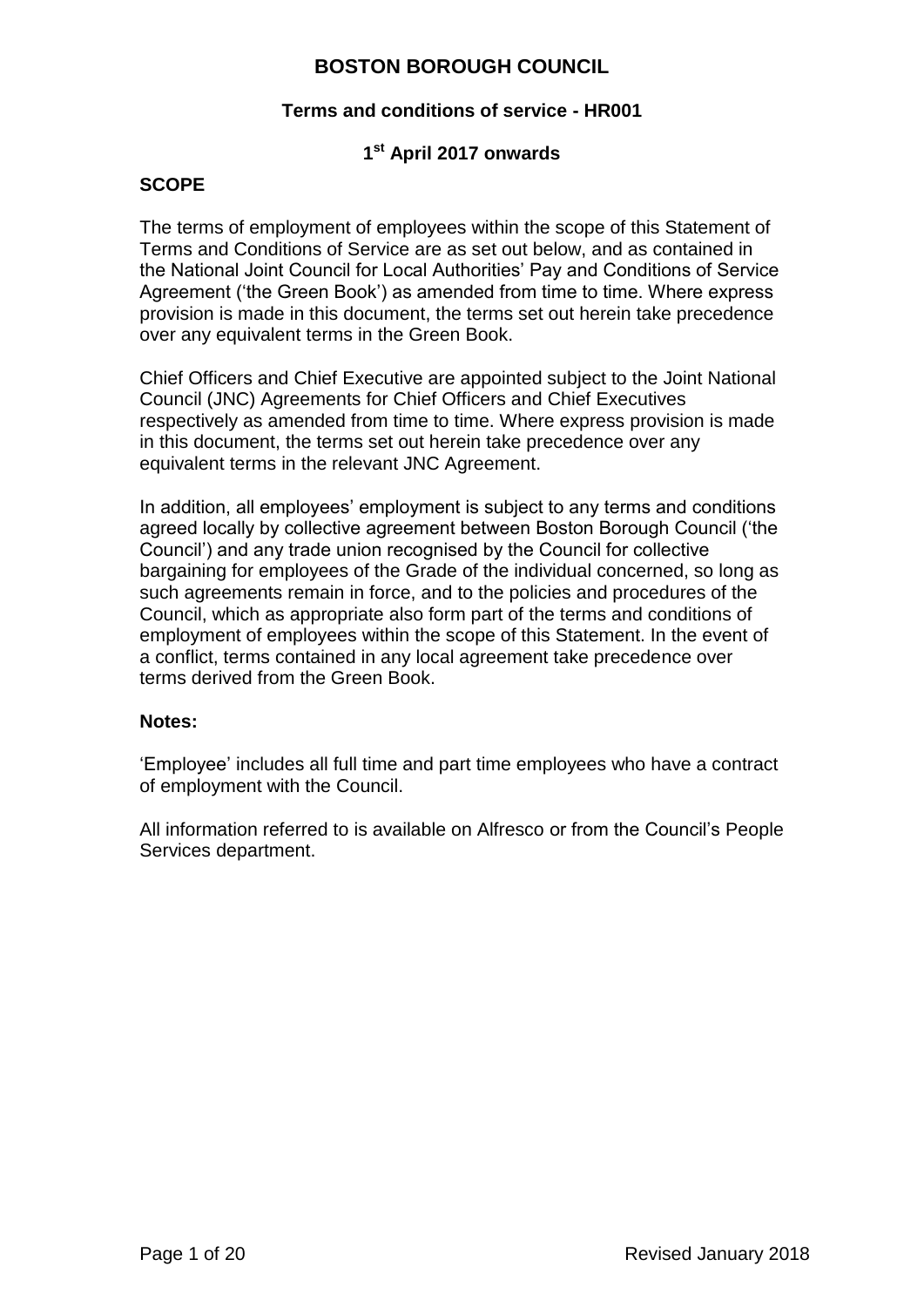# BOSTON BOROUGH COUNCIL

## Terms and conditions of service - HR001

### 1st April 2017 onwards

**SCOPE**

The terms of employment of employees within the scope of this Statement of Terms and Conditions of Service are as set out below, and as contained in the National Joint Council for Local Authorities' Pay and Conditions of Service Agreement ('the Green Book') as amended from time to time. Where express provision is made in this document, the terms set out herein take precedence over any equivalent terms in the Green Book.

Chief Officers and Chief Executive are appointed subject to the Joint National Council (JNC) Agreements for Chief Officers and Chief Executives respectively as amended from time to time. Where express provision is made in this document, the terms set out herein take precedence over any equivalent terms in the relevant JNC Agreement.

In addition, all employees' employment is subject to any terms and conditions agreed locally by collective agreement between Boston Borough Council ('the Council') and any trade union recognised by the Council for collective bargaining for employees of the Grade of the individual concerned, so long as such agreements remain in force, and to the policies and procedures of the Council, which as appropriate also form part of the terms and conditions of employment of employees within the scope of this Statement. In the event of a conflict, terms contained in any local agreement take precedence over terms derived from the Green Book.

**Notes:**

'Employee' includes all full time and part time employees who have a contract of employment with the Council.

All information referred to is available on Alfresco or from the Council's People Services department.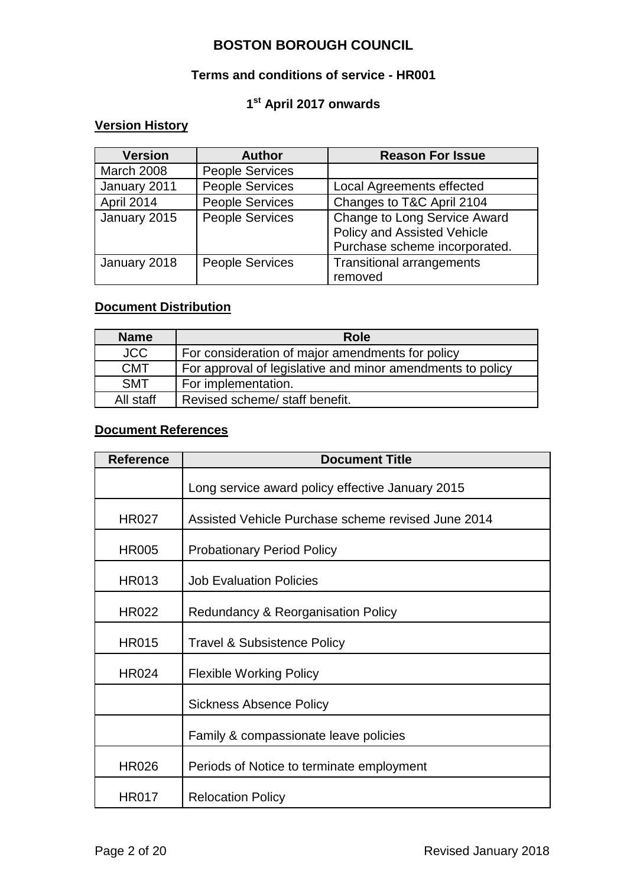# BOSTON BOROUGH COUNCIL

## Terms and conditions of service - HR001

## 1st April 2017 onwards

**Version History**

| Version | Author | Reason For Issue |
|---|---|---|
| March 2008 | People Services | |
| January 2011 | People Services | Local Agreements effected |
| April 2014 | People Services | Changes to T&C April 2104 |
| January 2015 | People Services | Change to Long Service Award Policy and Assisted Vehicle Purchase scheme incorporated. |
| January 2018 | People Services | Transitional arrangements removed |

**Document Distribution**

| Name | Role |
|---|---|
| JCC | For consideration of major amendments for policy |
| CMT | For approval of legislative and minor amendments to policy |
| SMT | For implementation. |
| All staff | Revised scheme/ staff benefit. |

**Document References**

| Reference | Document Title |
|---|---|
| | Long service award policy effective January 2015 |
| HR027 | Assisted Vehicle Purchase scheme revised June 2014 |
| HR005 | Probationary Period Policy |
| HR013 | Job Evaluation Policies |
| HR022 | Redundancy & Reorganisation Policy |
| HR015 | Travel & Subsistence Policy |
| HR024 | Flexible Working Policy |
| | Sickness Absence Policy |
| | Family & compassionate leave policies |
| HR026 | Periods of Notice to terminate employment |
| HR017 | Relocation Policy |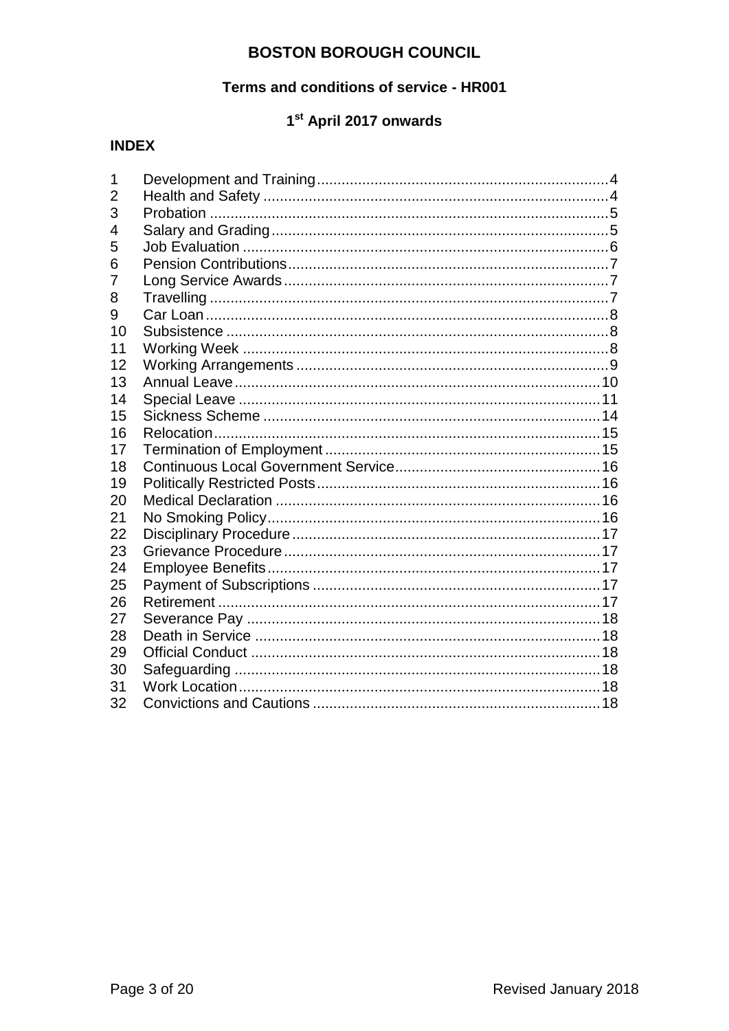# BOSTON BOROUGH COUNCIL

## Terms and conditions of service - HR001

## 1st April 2017 onwards

**INDEX**

| | | |
|---|---|---|
| 1 | Development and Training | 4 |
| 2 | Health and Safety | 4 |
| 3 | Probation | 5 |
| 4 | Salary and Grading | 5 |
| 5 | Job Evaluation | 6 |
| 6 | Pension Contributions | 7 |
| 7 | Long Service Awards | 7 |
| 8 | Travelling | 7 |
| 9 | Car Loan | 8 |
| 10 | Subsistence | 8 |
| 11 | Working Week | 8 |
| 12 | Working Arrangements | 9 |
| 13 | Annual Leave | 10 |
| 14 | Special Leave | 11 |
| 15 | Sickness Scheme | 14 |
| 16 | Relocation | 15 |
| 17 | Termination of Employment | 15 |
| 18 | Continuous Local Government Service | 16 |
| 19 | Politically Restricted Posts | 16 |
| 20 | Medical Declaration | 16 |
| 21 | No Smoking Policy | 16 |
| 22 | Disciplinary Procedure | 17 |
| 23 | Grievance Procedure | 17 |
| 24 | Employee Benefits | 17 |
| 25 | Payment of Subscriptions | 17 |
| 26 | Retirement | 17 |
| 27 | Severance Pay | 18 |
| 28 | Death in Service | 18 |
| 29 | Official Conduct | 18 |
| 30 | Safeguarding | 18 |
| 31 | Work Location | 18 |
| 32 | Convictions and Cautions | 18 |

Revised January 2018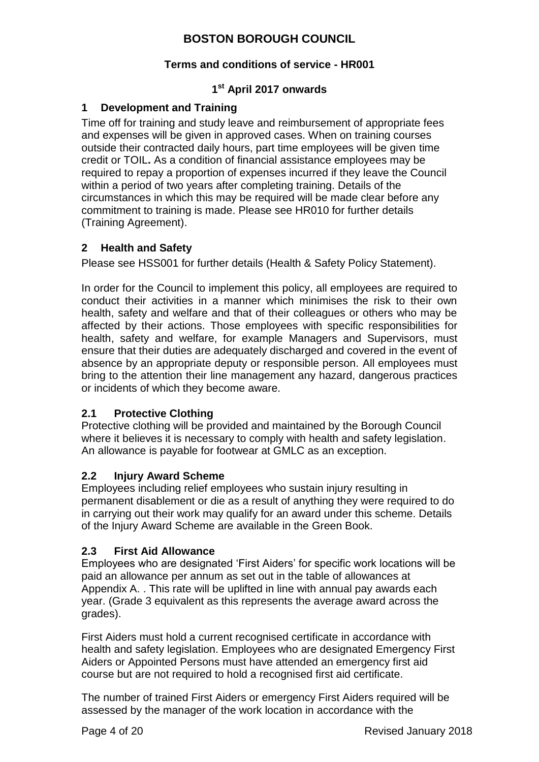# BOSTON BOROUGH COUNCIL

**Terms and conditions of service - HR001**

**1st April 2017 onwards**

## 1 Development and Training

Time off for training and study leave and reimbursement of appropriate fees and expenses will be given in approved cases. When on training courses outside their contracted daily hours, part time employees will be given time credit or TOIL**.** As a condition of financial assistance employees may be required to repay a proportion of expenses incurred if they leave the Council within a period of two years after completing training. Details of the circumstances in which this may be required will be made clear before any commitment to training is made. Please see HR010 for further details (Training Agreement).

## 2 Health and Safety

Please see HSS001 for further details (Health & Safety Policy Statement).

In order for the Council to implement this policy, all employees are required to conduct their activities in a manner which minimises the risk to their own health, safety and welfare and that of their colleagues or others who may be affected by their actions. Those employees with specific responsibilities for health, safety and welfare, for example Managers and Supervisors, must ensure that their duties are adequately discharged and covered in the event of absence by an appropriate deputy or responsible person. All employees must bring to the attention their line management any hazard, dangerous practices or incidents of which they become aware.

### 2.1 Protective Clothing

Protective clothing will be provided and maintained by the Borough Council where it believes it is necessary to comply with health and safety legislation. An allowance is payable for footwear at GMLC as an exception.

### 2.2 Injury Award Scheme

Employees including relief employees who sustain injury resulting in permanent disablement or die as a result of anything they were required to do in carrying out their work may qualify for an award under this scheme. Details of the Injury Award Scheme are available in the Green Book.

### 2.3 First Aid Allowance

Employees who are designated 'First Aiders' for specific work locations will be paid an allowance per annum as set out in the table of allowances at Appendix A. . This rate will be uplifted in line with annual pay awards each year. (Grade 3 equivalent as this represents the average award across the grades).

First Aiders must hold a current recognised certificate in accordance with health and safety legislation. Employees who are designated Emergency First Aiders or Appointed Persons must have attended an emergency first aid course but are not required to hold a recognised first aid certificate.

The number of trained First Aiders or emergency First Aiders required will be assessed by the manager of the work location in accordance with the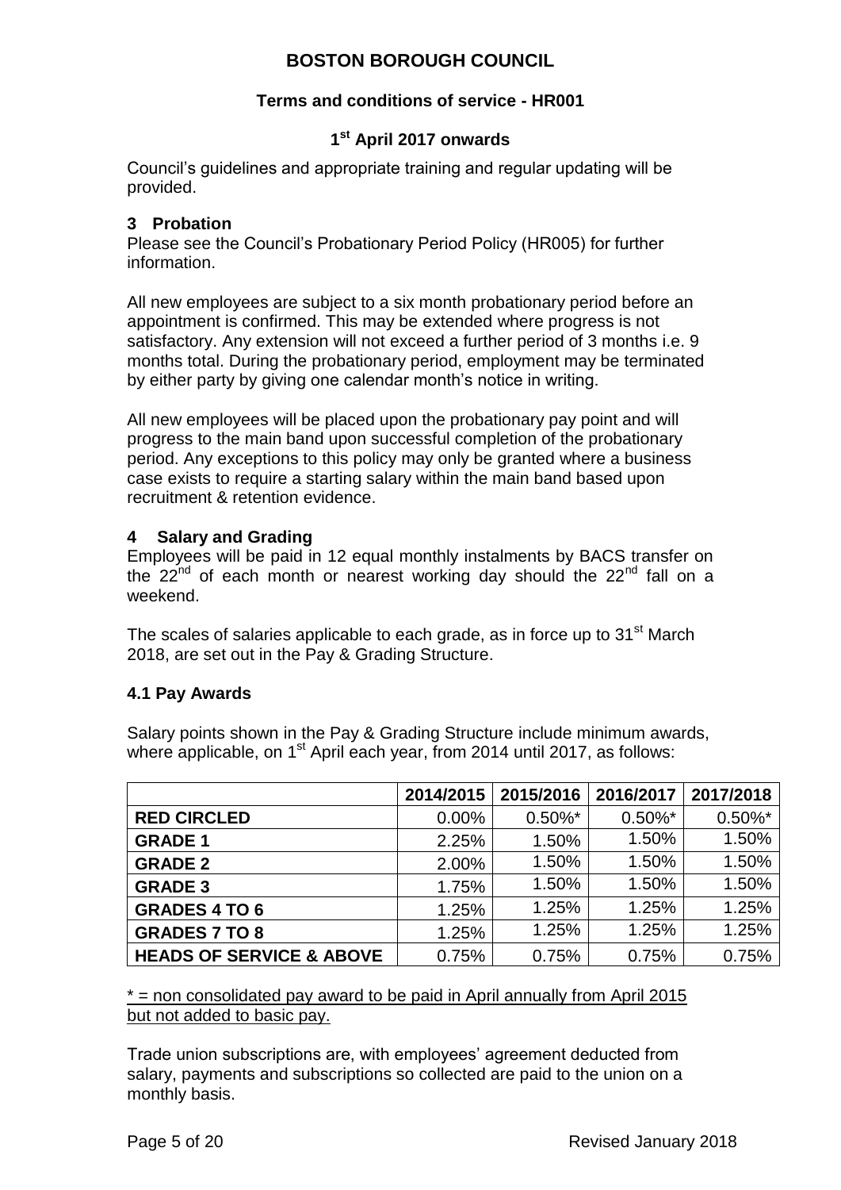Council's guidelines and appropriate training and regular updating will be provided.

### 3 Probation

Please see the Council's Probationary Period Policy (HR005) for further information.

All new employees are subject to a six month probationary period before an appointment is confirmed. This may be extended where progress is not satisfactory. Any extension will not exceed a further period of 3 months i.e. 9 months total. During the probationary period, employment may be terminated by either party by giving one calendar month's notice in writing.

All new employees will be placed upon the probationary pay point and will progress to the main band upon successful completion of the probationary period. Any exceptions to this policy may only be granted where a business case exists to require a starting salary within the main band based upon recruitment & retention evidence.

### 4 Salary and Grading

Employees will be paid in 12 equal monthly instalments by BACS transfer on the 22nd of each month or nearest working day should the 22nd fall on a weekend.

The scales of salaries applicable to each grade, as in force up to 31st March 2018, are set out in the Pay & Grading Structure.

#### 4.1 Pay Awards

Salary points shown in the Pay & Grading Structure include minimum awards, where applicable, on 1st April each year, from 2014 until 2017, as follows:

| | 2014/2015 | 2015/2016 | 2016/2017 | 2017/2018 |
|---|---|---|---|---|
| **RED CIRCLED** | 0.00% | 0.50%* | 0.50%* | 0.50%* |
| **GRADE 1** | 2.25% | 1.50% | 1.50% | 1.50% |
| **GRADE 2** | 2.00% | 1.50% | 1.50% | 1.50% |
| **GRADE 3** | 1.75% | 1.50% | 1.50% | 1.50% |
| **GRADES 4 TO 6** | 1.25% | 1.25% | 1.25% | 1.25% |
| **GRADES 7 TO 8** | 1.25% | 1.25% | 1.25% | 1.25% |
| **HEADS OF SERVICE & ABOVE** | 0.75% | 0.75% | 0.75% | 0.75% |

<u>* = non consolidated pay award to be paid in April annually from April 2015 but not added to basic pay.</u>

Trade union subscriptions are, with employees' agreement deducted from salary, payments and subscriptions so collected are paid to the union on a monthly basis.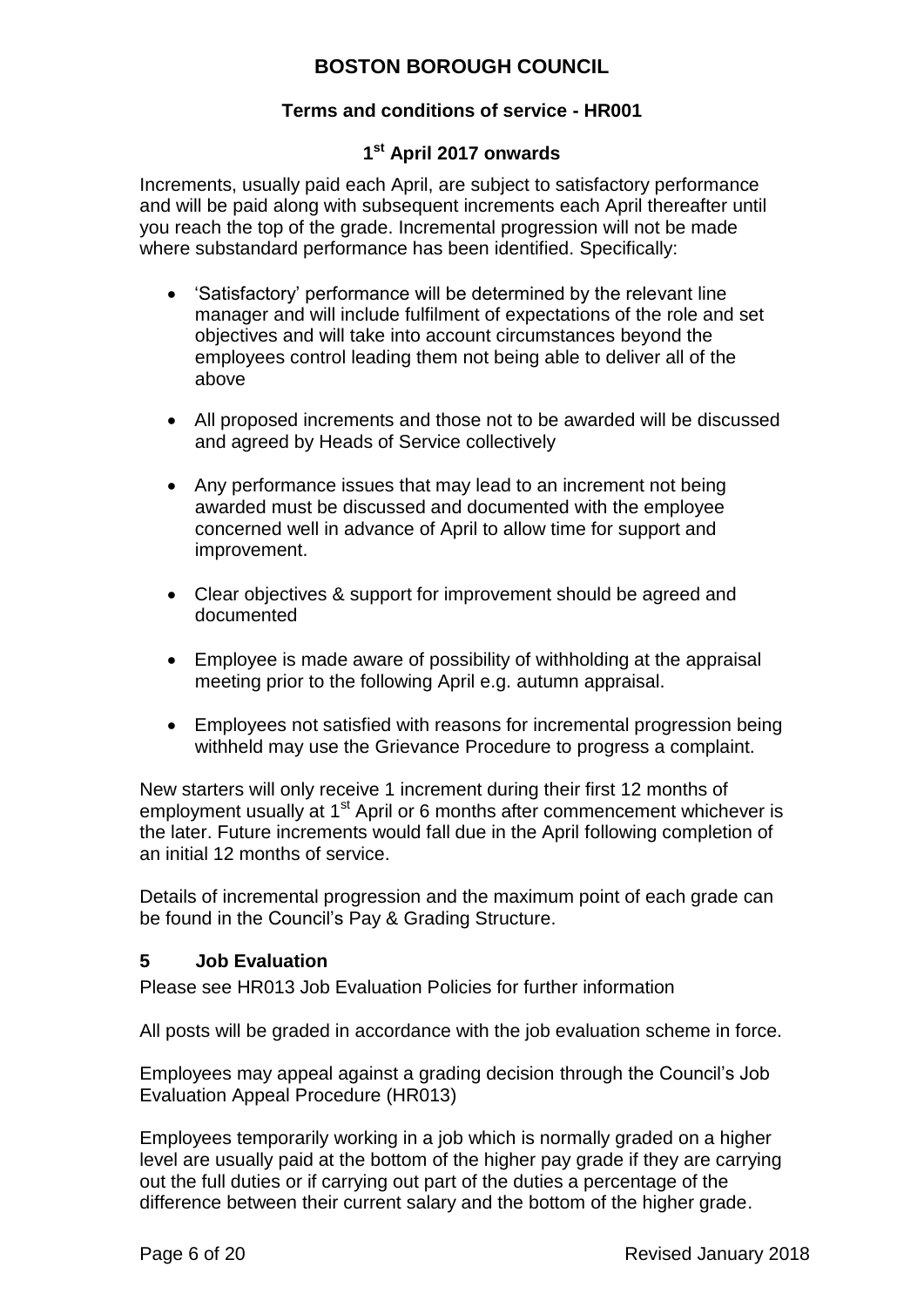Increments, usually paid each April, are subject to satisfactory performance and will be paid along with subsequent increments each April thereafter until you reach the top of the grade. Incremental progression will not be made where substandard performance has been identified. Specifically:

- 'Satisfactory' performance will be determined by the relevant line manager and will include fulfilment of expectations of the role and set objectives and will take into account circumstances beyond the employees control leading them not being able to deliver all of the above
- All proposed increments and those not to be awarded will be discussed and agreed by Heads of Service collectively
- Any performance issues that may lead to an increment not being awarded must be discussed and documented with the employee concerned well in advance of April to allow time for support and improvement.
- Clear objectives & support for improvement should be agreed and documented
- Employee is made aware of possibility of withholding at the appraisal meeting prior to the following April e.g. autumn appraisal.
- Employees not satisfied with reasons for incremental progression being withheld may use the Grievance Procedure to progress a complaint.

New starters will only receive 1 increment during their first 12 months of employment usually at 1st April or 6 months after commencement whichever is the later. Future increments would fall due in the April following completion of an initial 12 months of service.

Details of incremental progression and the maximum point of each grade can be found in the Council's Pay & Grading Structure.

## 5 Job Evaluation

Please see HR013 Job Evaluation Policies for further information

All posts will be graded in accordance with the job evaluation scheme in force.

Employees may appeal against a grading decision through the Council's Job Evaluation Appeal Procedure (HR013)

Employees temporarily working in a job which is normally graded on a higher level are usually paid at the bottom of the higher pay grade if they are carrying out the full duties or if carrying out part of the duties a percentage of the difference between their current salary and the bottom of the higher grade.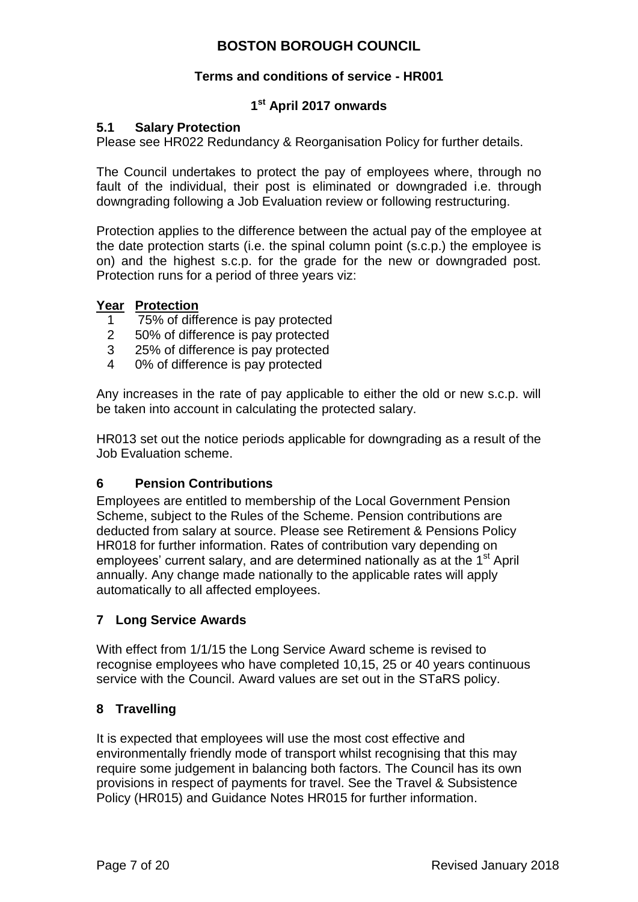## 5.1 Salary Protection

Please see HR022 Redundancy & Reorganisation Policy for further details.

The Council undertakes to protect the pay of employees where, through no fault of the individual, their post is eliminated or downgraded i.e. through downgrading following a Job Evaluation review or following restructuring.

Protection applies to the difference between the actual pay of the employee at the date protection starts (i.e. the spinal column point (s.c.p.) the employee is on) and the highest s.c.p. for the grade for the new or downgraded post. Protection runs for a period of three years viz:

| Year | Protection |
|---|---|
| 1 | 75% of difference is pay protected |
| 2 | 50% of difference is pay protected |
| 3 | 25% of difference is pay protected |
| 4 | 0% of difference is pay protected |

Any increases in the rate of pay applicable to either the old or new s.c.p. will be taken into account in calculating the protected salary.

HR013 set out the notice periods applicable for downgrading as a result of the Job Evaluation scheme.

## 6 Pension Contributions

Employees are entitled to membership of the Local Government Pension Scheme, subject to the Rules of the Scheme. Pension contributions are deducted from salary at source. Please see Retirement & Pensions Policy HR018 for further information. Rates of contribution vary depending on employees' current salary, and are determined nationally as at the 1st April annually. Any change made nationally to the applicable rates will apply automatically to all affected employees.

## 7 Long Service Awards

With effect from 1/1/15 the Long Service Award scheme is revised to recognise employees who have completed 10,15, 25 or 40 years continuous service with the Council. Award values are set out in the STaRS policy.

## 8 Travelling

It is expected that employees will use the most cost effective and environmentally friendly mode of transport whilst recognising that this may require some judgement in balancing both factors. The Council has its own provisions in respect of payments for travel. See the Travel & Subsistence Policy (HR015) and Guidance Notes HR015 for further information.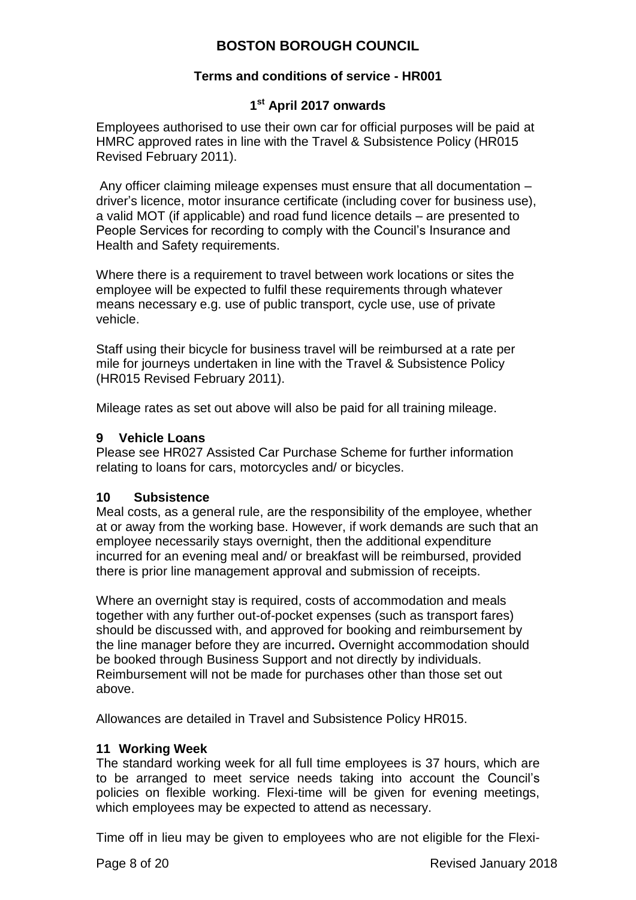Employees authorised to use their own car for official purposes will be paid at HMRC approved rates in line with the Travel & Subsistence Policy (HR015 Revised February 2011).

Any officer claiming mileage expenses must ensure that all documentation – driver's licence, motor insurance certificate (including cover for business use), a valid MOT (if applicable) and road fund licence details – are presented to People Services for recording to comply with the Council's Insurance and Health and Safety requirements.

Where there is a requirement to travel between work locations or sites the employee will be expected to fulfil these requirements through whatever means necessary e.g. use of public transport, cycle use, use of private vehicle.

Staff using their bicycle for business travel will be reimbursed at a rate per mile for journeys undertaken in line with the Travel & Subsistence Policy (HR015 Revised February 2011).

Mileage rates as set out above will also be paid for all training mileage.

## 9 Vehicle Loans

Please see HR027 Assisted Car Purchase Scheme for further information relating to loans for cars, motorcycles and/ or bicycles.

## 10 Subsistence

Meal costs, as a general rule, are the responsibility of the employee, whether at or away from the working base. However, if work demands are such that an employee necessarily stays overnight, then the additional expenditure incurred for an evening meal and/ or breakfast will be reimbursed, provided there is prior line management approval and submission of receipts.

Where an overnight stay is required, costs of accommodation and meals together with any further out-of-pocket expenses (such as transport fares) should be discussed with, and approved for booking and reimbursement by the line manager before they are incurred**.** Overnight accommodation should be booked through Business Support and not directly by individuals. Reimbursement will not be made for purchases other than those set out above.

Allowances are detailed in Travel and Subsistence Policy HR015.

## 11 Working Week

The standard working week for all full time employees is 37 hours, which are to be arranged to meet service needs taking into account the Council's policies on flexible working. Flexi-time will be given for evening meetings, which employees may be expected to attend as necessary.

Time off in lieu may be given to employees who are not eligible for the Flexi-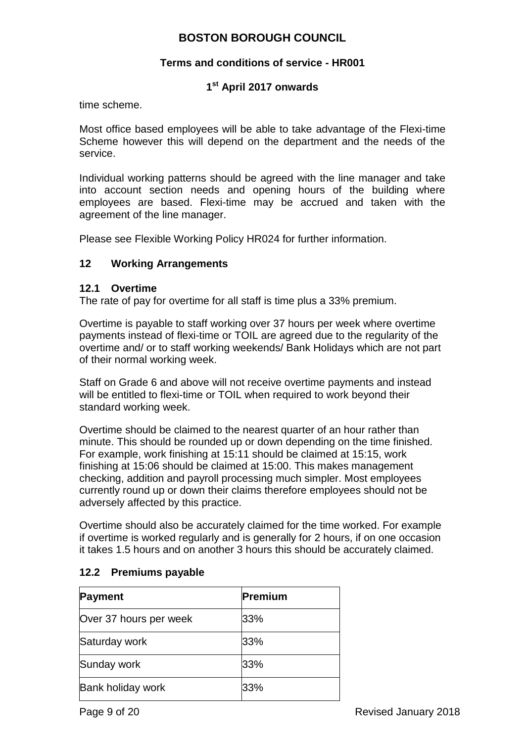time scheme.

Most office based employees will be able to take advantage of the Flexi-time Scheme however this will depend on the department and the needs of the service.

Individual working patterns should be agreed with the line manager and take into account section needs and opening hours of the building where employees are based. Flexi-time may be accrued and taken with the agreement of the line manager.

Please see Flexible Working Policy HR024 for further information.

## 12 Working Arrangements

### 12.1 Overtime

The rate of pay for overtime for all staff is time plus a 33% premium.

Overtime is payable to staff working over 37 hours per week where overtime payments instead of flexi-time or TOIL are agreed due to the regularity of the overtime and/ or to staff working weekends/ Bank Holidays which are not part of their normal working week.

Staff on Grade 6 and above will not receive overtime payments and instead will be entitled to flexi-time or TOIL when required to work beyond their standard working week.

Overtime should be claimed to the nearest quarter of an hour rather than minute. This should be rounded up or down depending on the time finished. For example, work finishing at 15:11 should be claimed at 15:15, work finishing at 15:06 should be claimed at 15:00. This makes management checking, addition and payroll processing much simpler. Most employees currently round up or down their claims therefore employees should not be adversely affected by this practice.

Overtime should also be accurately claimed for the time worked. For example if overtime is worked regularly and is generally for 2 hours, if on one occasion it takes 1.5 hours and on another 3 hours this should be accurately claimed.

### 12.2 Premiums payable

| Payment | Premium |
|---|---|
| Over 37 hours per week | 33% |
| Saturday work | 33% |
| Sunday work | 33% |
| Bank holiday work | 33% |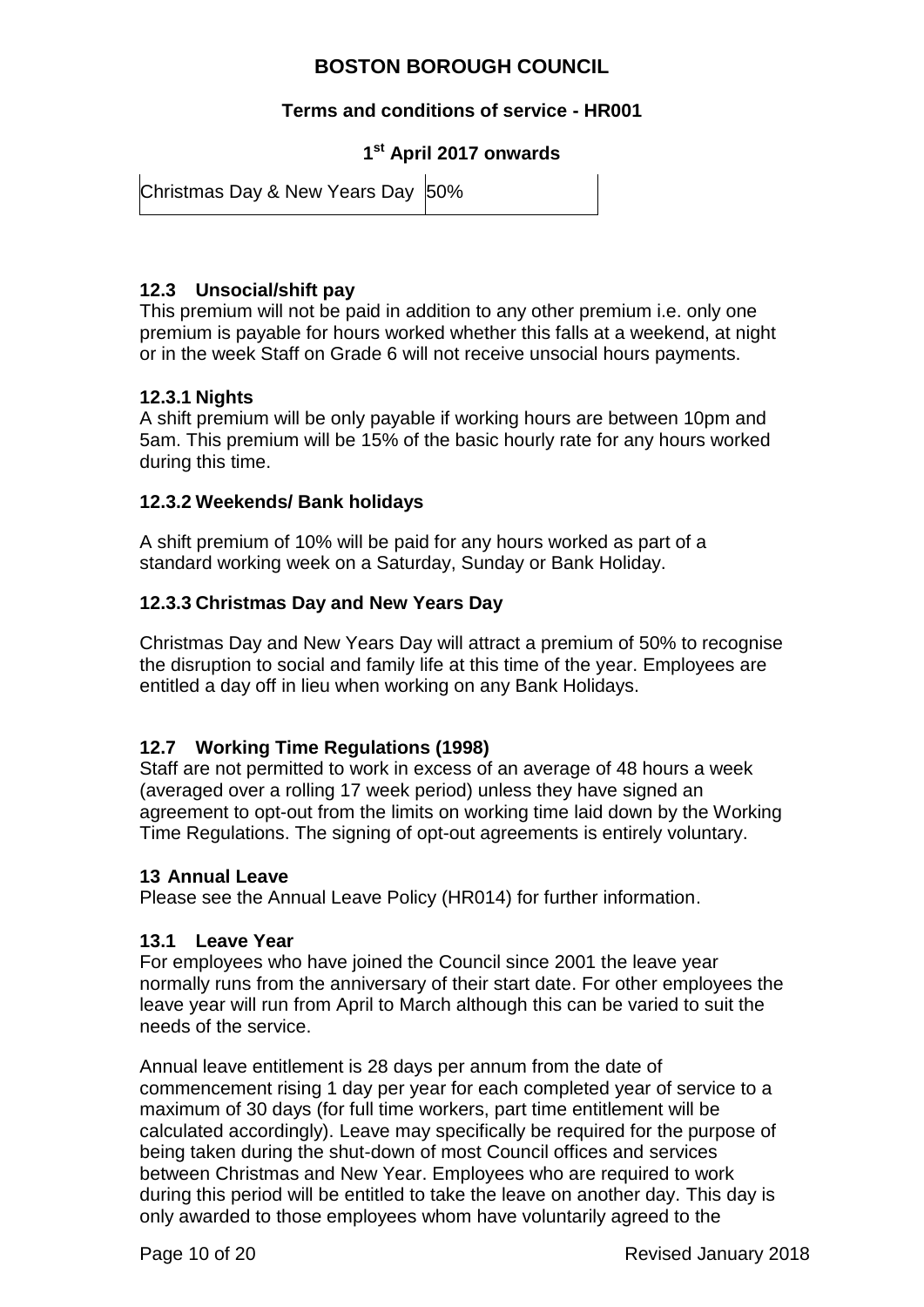| Christmas Day & New Years Day | 50% |
|---|---|

### 12.3 Unsocial/shift pay

This premium will not be paid in addition to any other premium i.e. only one premium is payable for hours worked whether this falls at a weekend, at night or in the week Staff on Grade 6 will not receive unsocial hours payments.

#### 12.3.1 Nights

A shift premium will be only payable if working hours are between 10pm and 5am. This premium will be 15% of the basic hourly rate for any hours worked during this time.

#### 12.3.2 Weekends/ Bank holidays

A shift premium of 10% will be paid for any hours worked as part of a standard working week on a Saturday, Sunday or Bank Holiday.

#### 12.3.3 Christmas Day and New Years Day

Christmas Day and New Years Day will attract a premium of 50% to recognise the disruption to social and family life at this time of the year. Employees are entitled a day off in lieu when working on any Bank Holidays.

### 12.7 Working Time Regulations (1998)

Staff are not permitted to work in excess of an average of 48 hours a week (averaged over a rolling 17 week period) unless they have signed an agreement to opt-out from the limits on working time laid down by the Working Time Regulations. The signing of opt-out agreements is entirely voluntary.

## 13 Annual Leave

Please see the Annual Leave Policy (HR014) for further information.

### 13.1 Leave Year

For employees who have joined the Council since 2001 the leave year normally runs from the anniversary of their start date. For other employees the leave year will run from April to March although this can be varied to suit the needs of the service.

Annual leave entitlement is 28 days per annum from the date of commencement rising 1 day per year for each completed year of service to a maximum of 30 days (for full time workers, part time entitlement will be calculated accordingly). Leave may specifically be required for the purpose of being taken during the shut-down of most Council offices and services between Christmas and New Year. Employees who are required to work during this period will be entitled to take the leave on another day. This day is only awarded to those employees whom have voluntarily agreed to the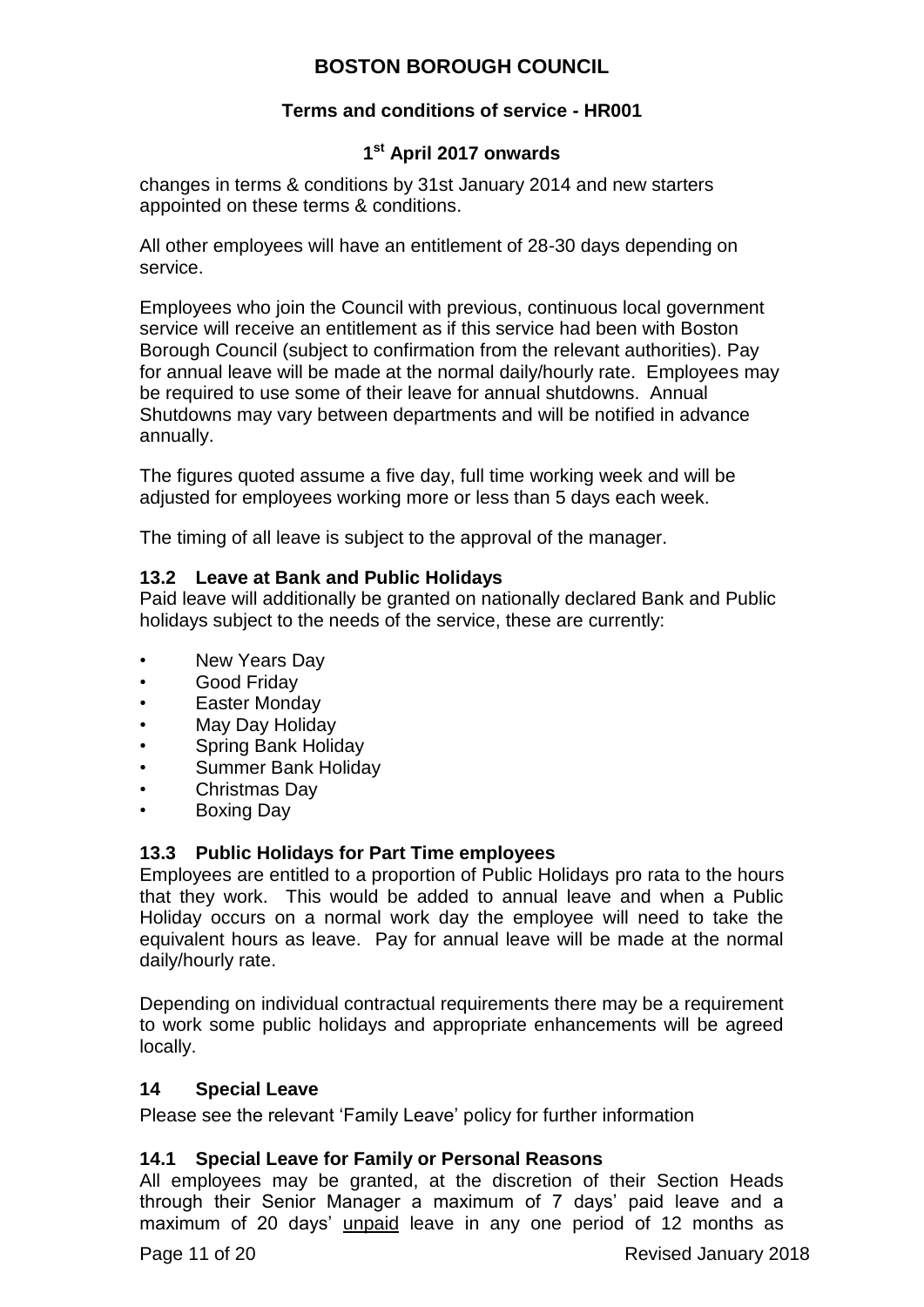changes in terms & conditions by 31st January 2014 and new starters appointed on these terms & conditions.

All other employees will have an entitlement of 28-30 days depending on service.

Employees who join the Council with previous, continuous local government service will receive an entitlement as if this service had been with Boston Borough Council (subject to confirmation from the relevant authorities). Pay for annual leave will be made at the normal daily/hourly rate. Employees may be required to use some of their leave for annual shutdowns. Annual Shutdowns may vary between departments and will be notified in advance annually.

The figures quoted assume a five day, full time working week and will be adjusted for employees working more or less than 5 days each week.

The timing of all leave is subject to the approval of the manager.

### 13.2 Leave at Bank and Public Holidays

Paid leave will additionally be granted on nationally declared Bank and Public holidays subject to the needs of the service, these are currently:

- New Years Day
- Good Friday
- Easter Monday
- May Day Holiday
- Spring Bank Holiday
- Summer Bank Holiday
- Christmas Day
- Boxing Day

### 13.3 Public Holidays for Part Time employees

Employees are entitled to a proportion of Public Holidays pro rata to the hours that they work. This would be added to annual leave and when a Public Holiday occurs on a normal work day the employee will need to take the equivalent hours as leave. Pay for annual leave will be made at the normal daily/hourly rate.

Depending on individual contractual requirements there may be a requirement to work some public holidays and appropriate enhancements will be agreed locally.

## 14 Special Leave

Please see the relevant 'Family Leave' policy for further information

### 14.1 Special Leave for Family or Personal Reasons

All employees may be granted, at the discretion of their Section Heads through their Senior Manager a maximum of 7 days' paid leave and a maximum of 20 days' unpaid leave in any one period of 12 months as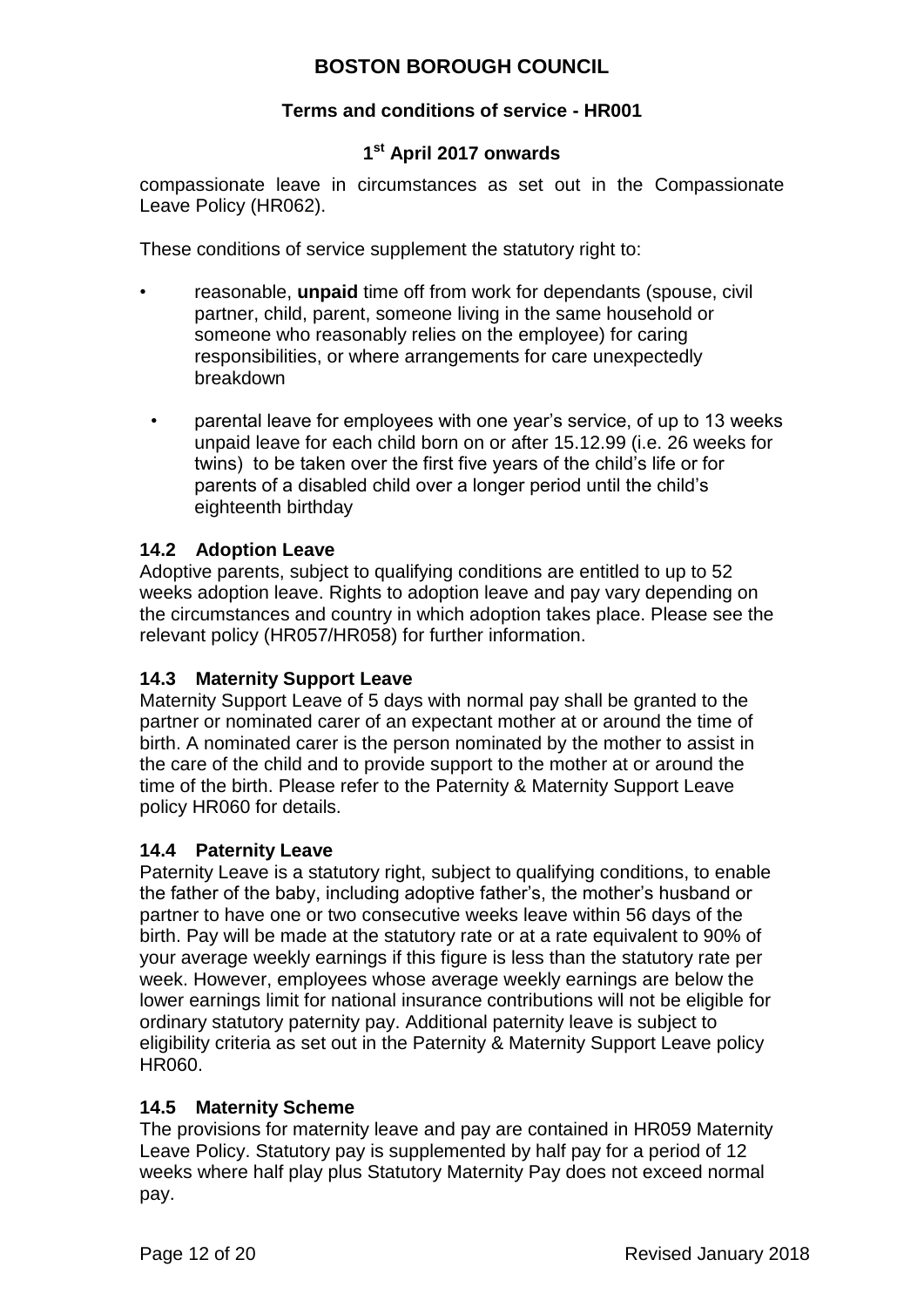compassionate leave in circumstances as set out in the Compassionate Leave Policy (HR062).

These conditions of service supplement the statutory right to:

- reasonable, **unpaid** time off from work for dependants (spouse, civil partner, child, parent, someone living in the same household or someone who reasonably relies on the employee) for caring responsibilities, or where arrangements for care unexpectedly breakdown
- parental leave for employees with one year's service, of up to 13 weeks unpaid leave for each child born on or after 15.12.99 (i.e. 26 weeks for twins) to be taken over the first five years of the child's life or for parents of a disabled child over a longer period until the child's eighteenth birthday

### 14.2 Adoption Leave

Adoptive parents, subject to qualifying conditions are entitled to up to 52 weeks adoption leave. Rights to adoption leave and pay vary depending on the circumstances and country in which adoption takes place. Please see the relevant policy (HR057/HR058) for further information.

### 14.3 Maternity Support Leave

Maternity Support Leave of 5 days with normal pay shall be granted to the partner or nominated carer of an expectant mother at or around the time of birth. A nominated carer is the person nominated by the mother to assist in the care of the child and to provide support to the mother at or around the time of the birth. Please refer to the Paternity & Maternity Support Leave policy HR060 for details.

### 14.4 Paternity Leave

Paternity Leave is a statutory right, subject to qualifying conditions, to enable the father of the baby, including adoptive father's, the mother's husband or partner to have one or two consecutive weeks leave within 56 days of the birth. Pay will be made at the statutory rate or at a rate equivalent to 90% of your average weekly earnings if this figure is less than the statutory rate per week. However, employees whose average weekly earnings are below the lower earnings limit for national insurance contributions will not be eligible for ordinary statutory paternity pay. Additional paternity leave is subject to eligibility criteria as set out in the Paternity & Maternity Support Leave policy HR060.

### 14.5 Maternity Scheme

The provisions for maternity leave and pay are contained in HR059 Maternity Leave Policy. Statutory pay is supplemented by half pay for a period of 12 weeks where half play plus Statutory Maternity Pay does not exceed normal pay.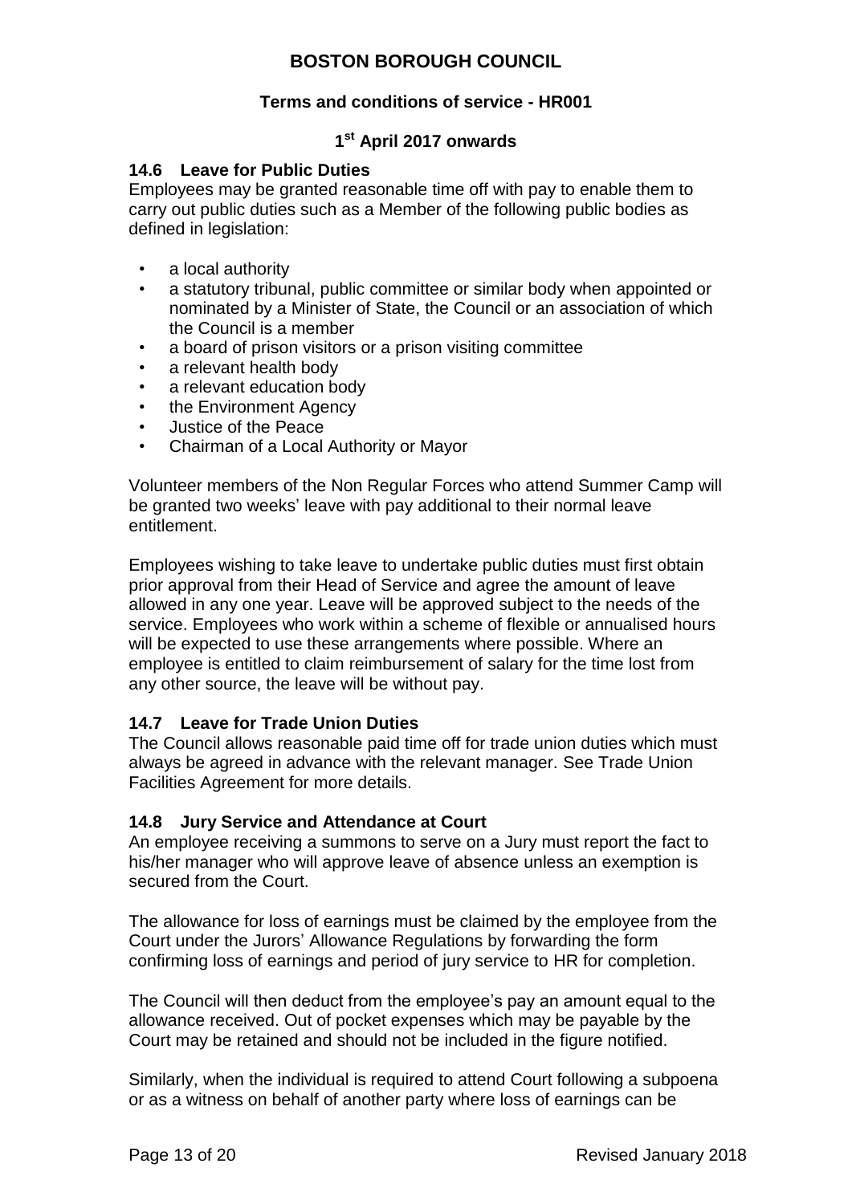### 14.6 Leave for Public Duties

Employees may be granted reasonable time off with pay to enable them to carry out public duties such as a Member of the following public bodies as defined in legislation:

- a local authority
- a statutory tribunal, public committee or similar body when appointed or nominated by a Minister of State, the Council or an association of which the Council is a member
- a board of prison visitors or a prison visiting committee
- a relevant health body
- a relevant education body
- the Environment Agency
- Justice of the Peace
- Chairman of a Local Authority or Mayor

Volunteer members of the Non Regular Forces who attend Summer Camp will be granted two weeks' leave with pay additional to their normal leave entitlement.

Employees wishing to take leave to undertake public duties must first obtain prior approval from their Head of Service and agree the amount of leave allowed in any one year. Leave will be approved subject to the needs of the service. Employees who work within a scheme of flexible or annualised hours will be expected to use these arrangements where possible. Where an employee is entitled to claim reimbursement of salary for the time lost from any other source, the leave will be without pay.

### 14.7 Leave for Trade Union Duties

The Council allows reasonable paid time off for trade union duties which must always be agreed in advance with the relevant manager. See Trade Union Facilities Agreement for more details.

### 14.8 Jury Service and Attendance at Court

An employee receiving a summons to serve on a Jury must report the fact to his/her manager who will approve leave of absence unless an exemption is secured from the Court.

The allowance for loss of earnings must be claimed by the employee from the Court under the Jurors' Allowance Regulations by forwarding the form confirming loss of earnings and period of jury service to HR for completion.

The Council will then deduct from the employee's pay an amount equal to the allowance received. Out of pocket expenses which may be payable by the Court may be retained and should not be included in the figure notified.

Similarly, when the individual is required to attend Court following a subpoena or as a witness on behalf of another party where loss of earnings can be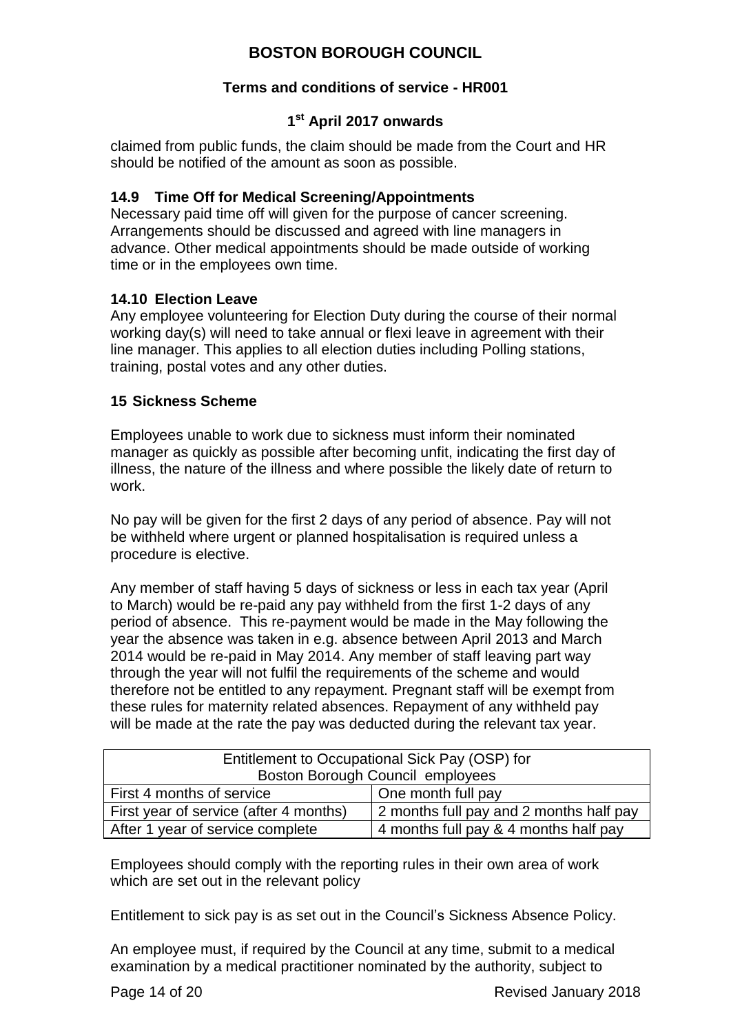claimed from public funds, the claim should be made from the Court and HR should be notified of the amount as soon as possible.

### 14.9 Time Off for Medical Screening/Appointments

Necessary paid time off will given for the purpose of cancer screening. Arrangements should be discussed and agreed with line managers in advance. Other medical appointments should be made outside of working time or in the employees own time.

### 14.10 Election Leave

Any employee volunteering for Election Duty during the course of their normal working day(s) will need to take annual or flexi leave in agreement with their line manager. This applies to all election duties including Polling stations, training, postal votes and any other duties.

## 15 Sickness Scheme

Employees unable to work due to sickness must inform their nominated manager as quickly as possible after becoming unfit, indicating the first day of illness, the nature of the illness and where possible the likely date of return to work.

No pay will be given for the first 2 days of any period of absence. Pay will not be withheld where urgent or planned hospitalisation is required unless a procedure is elective.

Any member of staff having 5 days of sickness or less in each tax year (April to March) would be re-paid any pay withheld from the first 1-2 days of any period of absence. This re-payment would be made in the May following the year the absence was taken in e.g. absence between April 2013 and March 2014 would be re-paid in May 2014. Any member of staff leaving part way through the year will not fulfil the requirements of the scheme and would therefore not be entitled to any repayment. Pregnant staff will be exempt from these rules for maternity related absences. Repayment of any withheld pay will be made at the rate the pay was deducted during the relevant tax year.

| Entitlement to Occupational Sick Pay (OSP) for Boston Borough Council employees | |
|---|---|
| First 4 months of service | One month full pay |
| First year of service (after 4 months) | 2 months full pay and 2 months half pay |
| After 1 year of service complete | 4 months full pay & 4 months half pay |

Employees should comply with the reporting rules in their own area of work which are set out in the relevant policy

Entitlement to sick pay is as set out in the Council's Sickness Absence Policy.

An employee must, if required by the Council at any time, submit to a medical examination by a medical practitioner nominated by the authority, subject to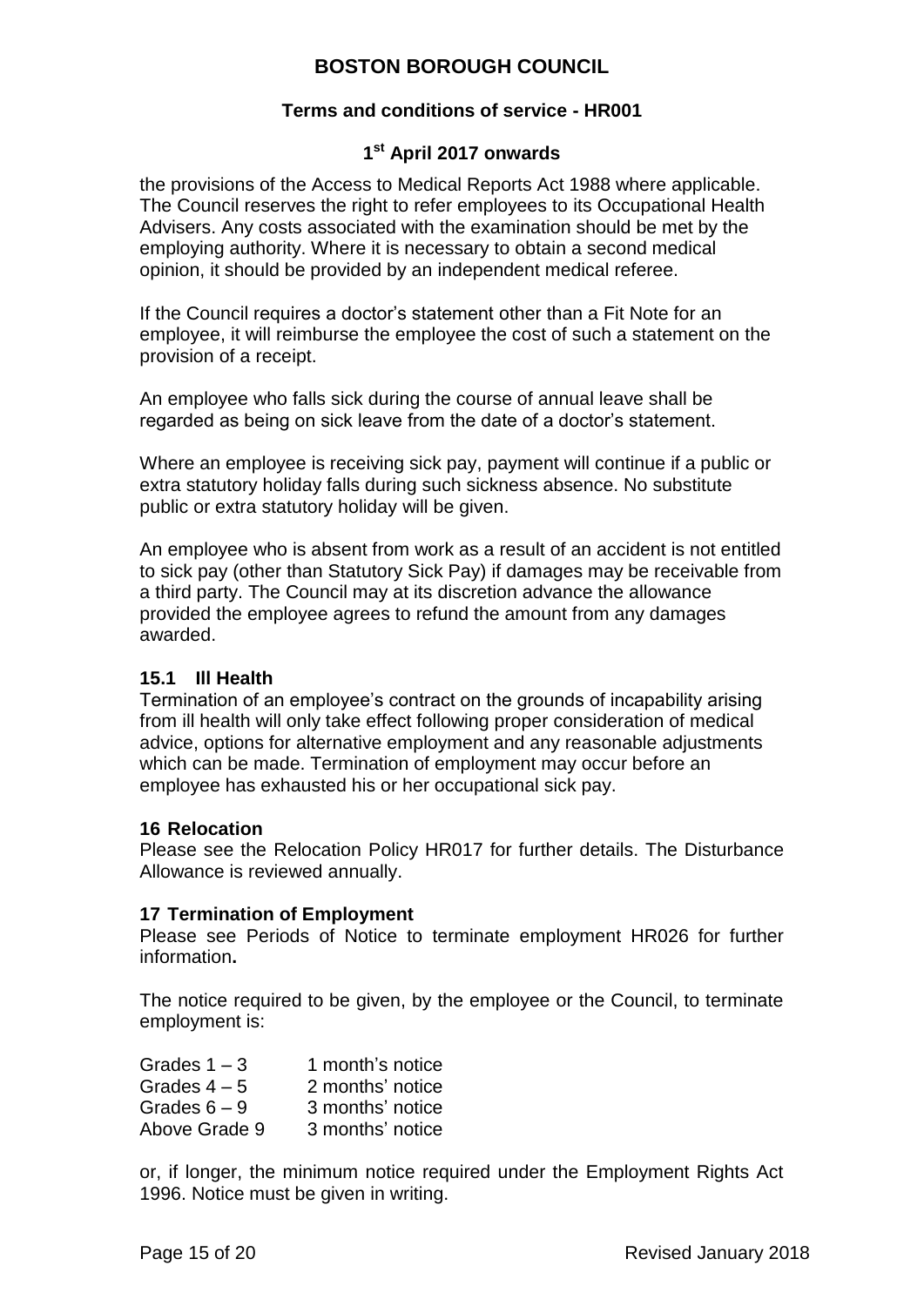the provisions of the Access to Medical Reports Act 1988 where applicable. The Council reserves the right to refer employees to its Occupational Health Advisers. Any costs associated with the examination should be met by the employing authority. Where it is necessary to obtain a second medical opinion, it should be provided by an independent medical referee.

If the Council requires a doctor's statement other than a Fit Note for an employee, it will reimburse the employee the cost of such a statement on the provision of a receipt.

An employee who falls sick during the course of annual leave shall be regarded as being on sick leave from the date of a doctor's statement.

Where an employee is receiving sick pay, payment will continue if a public or extra statutory holiday falls during such sickness absence. No substitute public or extra statutory holiday will be given.

An employee who is absent from work as a result of an accident is not entitled to sick pay (other than Statutory Sick Pay) if damages may be receivable from a third party. The Council may at its discretion advance the allowance provided the employee agrees to refund the amount from any damages awarded.

### 15.1 Ill Health

Termination of an employee's contract on the grounds of incapability arising from ill health will only take effect following proper consideration of medical advice, options for alternative employment and any reasonable adjustments which can be made. Termination of employment may occur before an employee has exhausted his or her occupational sick pay.

## 16 Relocation

Please see the Relocation Policy HR017 for further details. The Disturbance Allowance is reviewed annually.

## 17 Termination of Employment

Please see Periods of Notice to terminate employment HR026 for further information**.**

The notice required to be given, by the employee or the Council, to terminate employment is:

| | |
|---|---|
| Grades 1 – 3 | 1 month's notice |
| Grades 4 – 5 | 2 months' notice |
| Grades 6 – 9 | 3 months' notice |
| Above Grade 9 | 3 months' notice |

or, if longer, the minimum notice required under the Employment Rights Act 1996. Notice must be given in writing.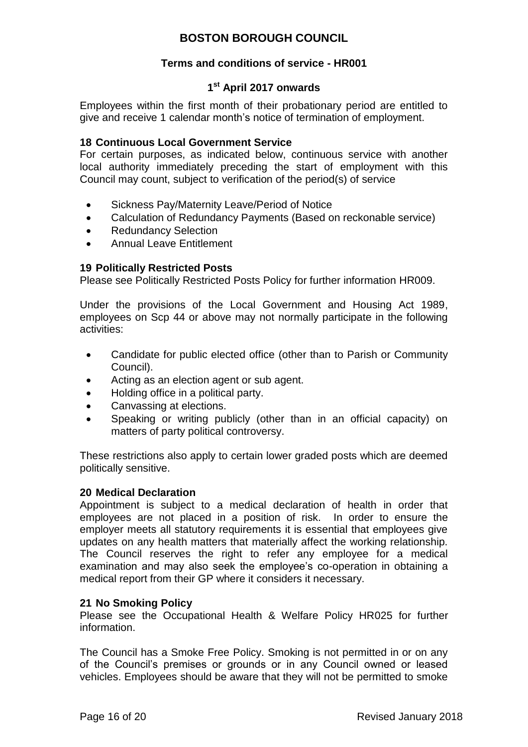Employees within the first month of their probationary period are entitled to give and receive 1 calendar month's notice of termination of employment.

### 18 Continuous Local Government Service

For certain purposes, as indicated below, continuous service with another local authority immediately preceding the start of employment with this Council may count, subject to verification of the period(s) of service

- Sickness Pay/Maternity Leave/Period of Notice
- Calculation of Redundancy Payments (Based on reckonable service)
- Redundancy Selection
- Annual Leave Entitlement

### 19 Politically Restricted Posts

Please see Politically Restricted Posts Policy for further information HR009.

Under the provisions of the Local Government and Housing Act 1989, employees on Scp 44 or above may not normally participate in the following activities:

- Candidate for public elected office (other than to Parish or Community Council).
- Acting as an election agent or sub agent.
- Holding office in a political party.
- Canvassing at elections.
- Speaking or writing publicly (other than in an official capacity) on matters of party political controversy.

These restrictions also apply to certain lower graded posts which are deemed politically sensitive.

### 20 Medical Declaration

Appointment is subject to a medical declaration of health in order that employees are not placed in a position of risk. In order to ensure the employer meets all statutory requirements it is essential that employees give updates on any health matters that materially affect the working relationship. The Council reserves the right to refer any employee for a medical examination and may also seek the employee's co-operation in obtaining a medical report from their GP where it considers it necessary.

### 21 No Smoking Policy

Please see the Occupational Health & Welfare Policy HR025 for further information.

The Council has a Smoke Free Policy. Smoking is not permitted in or on any of the Council's premises or grounds or in any Council owned or leased vehicles. Employees should be aware that they will not be permitted to smoke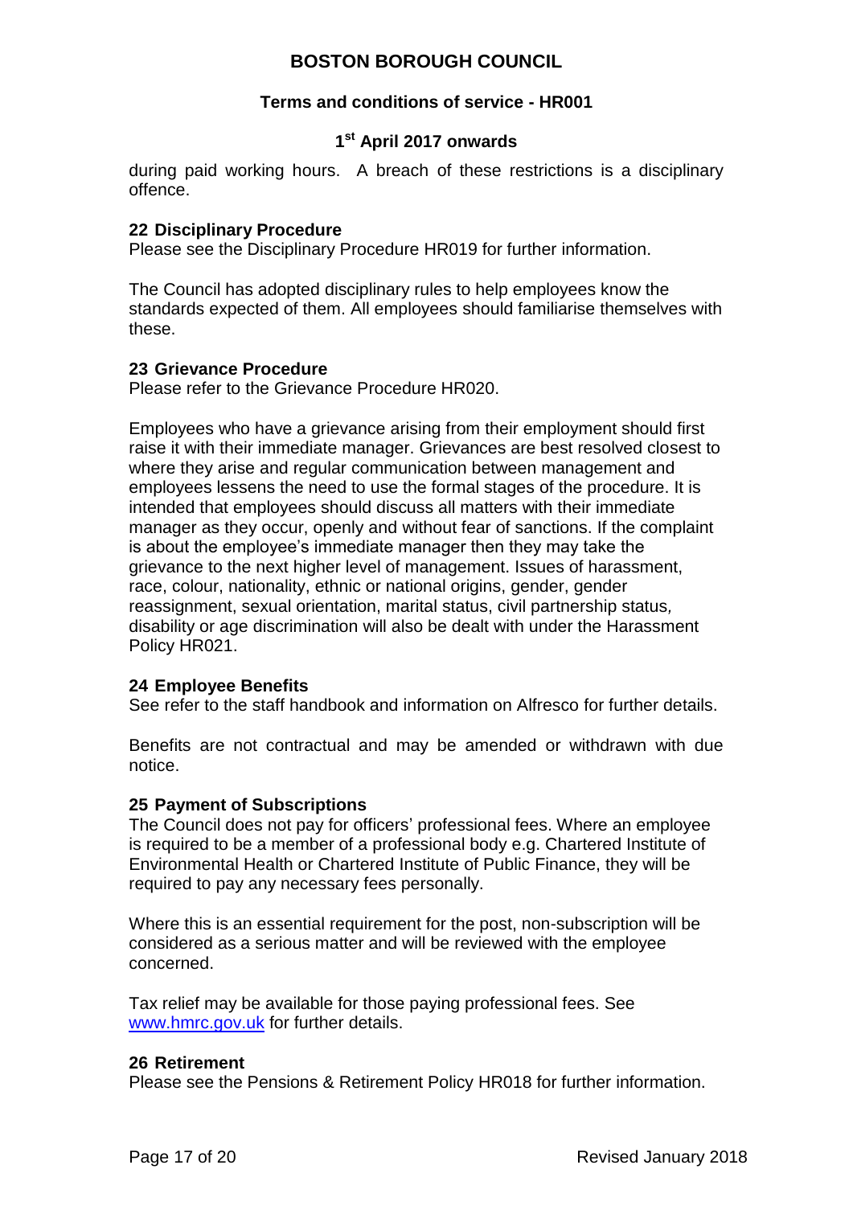during paid working hours. A breach of these restrictions is a disciplinary offence.

**22 Disciplinary Procedure**

Please see the Disciplinary Procedure HR019 for further information.

The Council has adopted disciplinary rules to help employees know the standards expected of them. All employees should familiarise themselves with these.

**23 Grievance Procedure**

Please refer to the Grievance Procedure HR020.

Employees who have a grievance arising from their employment should first raise it with their immediate manager. Grievances are best resolved closest to where they arise and regular communication between management and employees lessens the need to use the formal stages of the procedure. It is intended that employees should discuss all matters with their immediate manager as they occur, openly and without fear of sanctions. If the complaint is about the employee's immediate manager then they may take the grievance to the next higher level of management. Issues of harassment, race, colour, nationality, ethnic or national origins, gender, gender reassignment, sexual orientation, marital status, civil partnership status, disability or age discrimination will also be dealt with under the Harassment Policy HR021.

**24 Employee Benefits**

See refer to the staff handbook and information on Alfresco for further details.

Benefits are not contractual and may be amended or withdrawn with due notice.

**25 Payment of Subscriptions**

The Council does not pay for officers' professional fees. Where an employee is required to be a member of a professional body e.g. Chartered Institute of Environmental Health or Chartered Institute of Public Finance, they will be required to pay any necessary fees personally.

Where this is an essential requirement for the post, non-subscription will be considered as a serious matter and will be reviewed with the employee concerned.

Tax relief may be available for those paying professional fees. See www.hmrc.gov.uk for further details.

**26 Retirement**

Please see the Pensions & Retirement Policy HR018 for further information.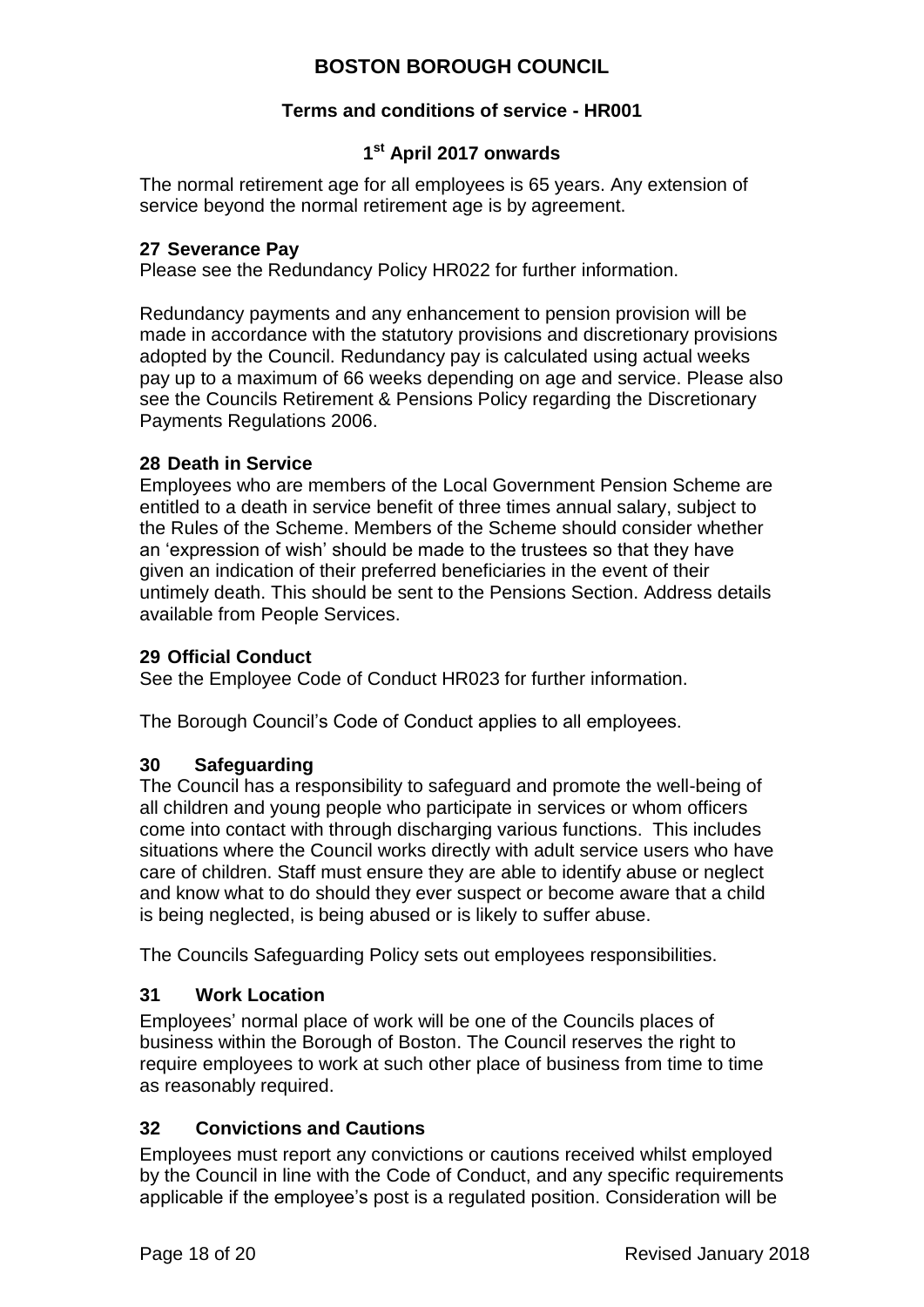The normal retirement age for all employees is 65 years. Any extension of service beyond the normal retirement age is by agreement.

### 27 Severance Pay

Please see the Redundancy Policy HR022 for further information.

Redundancy payments and any enhancement to pension provision will be made in accordance with the statutory provisions and discretionary provisions adopted by the Council. Redundancy pay is calculated using actual weeks pay up to a maximum of 66 weeks depending on age and service. Please also see the Councils Retirement & Pensions Policy regarding the Discretionary Payments Regulations 2006.

### 28 Death in Service

Employees who are members of the Local Government Pension Scheme are entitled to a death in service benefit of three times annual salary, subject to the Rules of the Scheme. Members of the Scheme should consider whether an 'expression of wish' should be made to the trustees so that they have given an indication of their preferred beneficiaries in the event of their untimely death. This should be sent to the Pensions Section. Address details available from People Services.

### 29 Official Conduct

See the Employee Code of Conduct HR023 for further information.

The Borough Council's Code of Conduct applies to all employees.

### 30 Safeguarding

The Council has a responsibility to safeguard and promote the well-being of all children and young people who participate in services or whom officers come into contact with through discharging various functions. This includes situations where the Council works directly with adult service users who have care of children. Staff must ensure they are able to identify abuse or neglect and know what to do should they ever suspect or become aware that a child is being neglected, is being abused or is likely to suffer abuse.

The Councils Safeguarding Policy sets out employees responsibilities.

### 31 Work Location

Employees' normal place of work will be one of the Councils places of business within the Borough of Boston. The Council reserves the right to require employees to work at such other place of business from time to time as reasonably required.

### 32 Convictions and Cautions

Employees must report any convictions or cautions received whilst employed by the Council in line with the Code of Conduct, and any specific requirements applicable if the employee's post is a regulated position. Consideration will be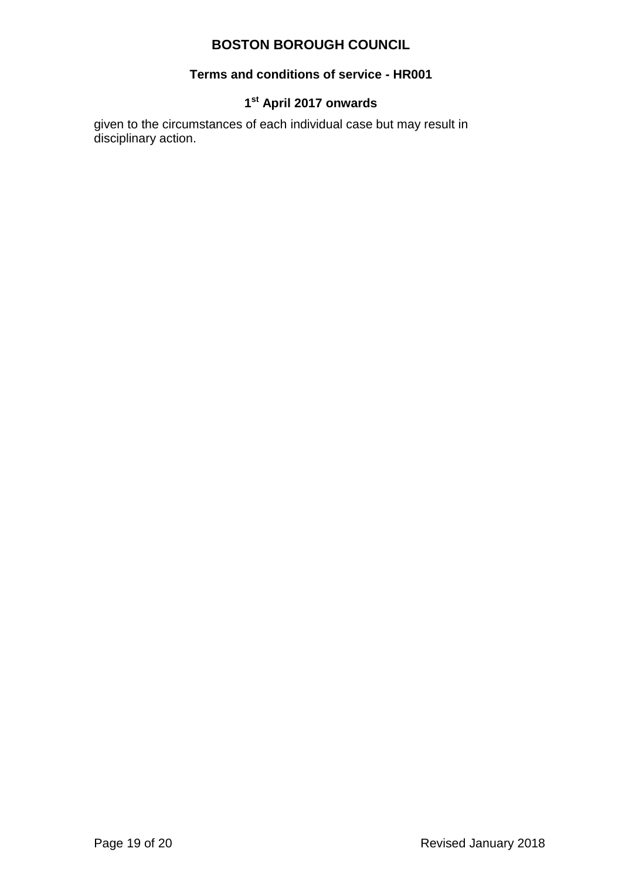given to the circumstances of each individual case but may result in disciplinary action.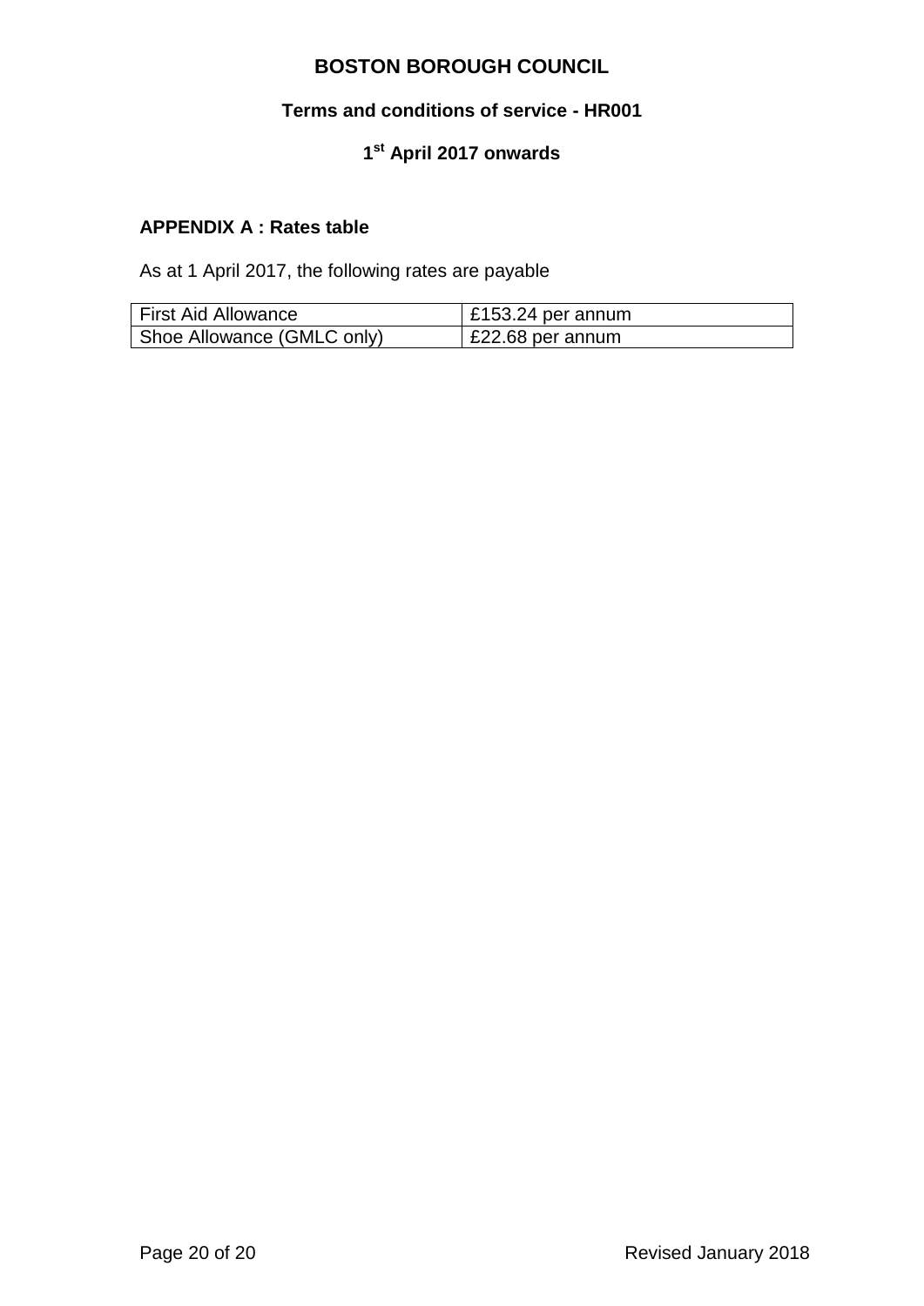# BOSTON BOROUGH COUNCIL

## Terms and conditions of service - HR001

## 1st April 2017 onwards

### APPENDIX A : Rates table

As at 1 April 2017, the following rates are payable

| | |
|---|---|
| First Aid Allowance | £153.24 per annum |
| Shoe Allowance (GMLC only) | £22.68 per annum |